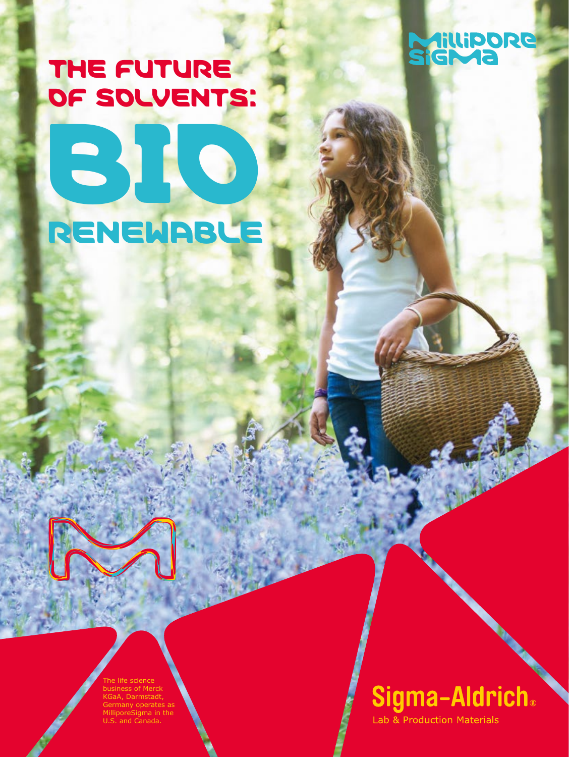# THE FUTURE OF SOLVENTS:

# BIO

# RENEWABLE

MilliporeSigma

The life science business of Merck KGaA, Darmstadt, Germany operates as MilliporeSigma in the U.S. and Canada.

Sigma-Aldrich®

Lab & Production Materials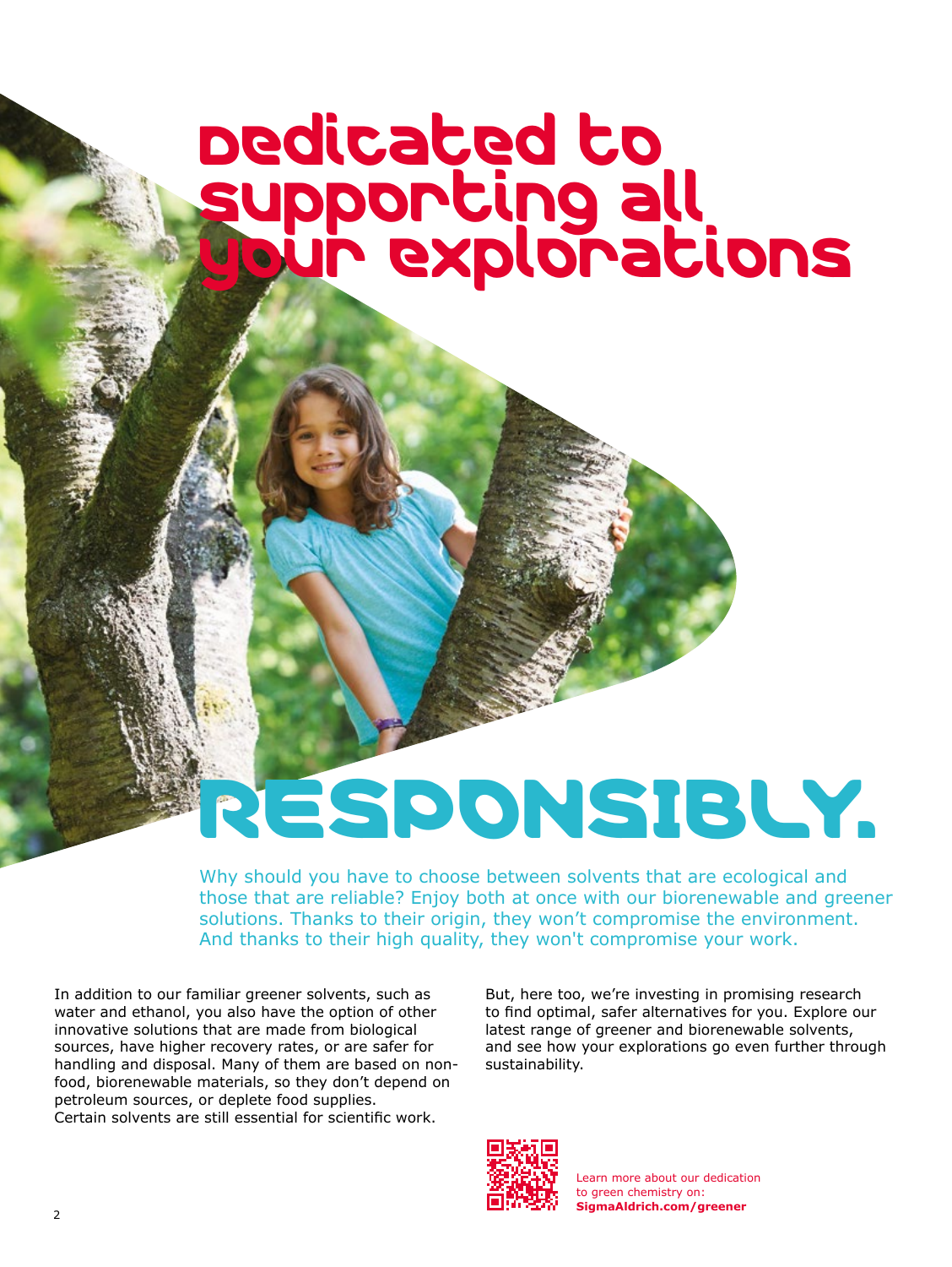# Dedicated to supporting all your explorations

# RESPONSIBLY.

Why should you have to choose between solvents that are ecological and those that are reliable? Enjoy both at once with our biorenewable and greener solutions. Thanks to their origin, they won't compromise the environment. And thanks to their high quality, they won't compromise your work.

In addition to our familiar greener solvents, such as water and ethanol, you also have the option of other innovative solutions that are made from biological sources, have higher recovery rates, or are safer for handling and disposal. Many of them are based on non-food, biorenewable materials, so they don't depend on petroleum sources, or deplete food supplies. Certain solvents are still essential for scientific work.

But, here too, we're investing in promising research to find optimal, safer alternatives for you. Explore our latest range of greener and biorenewable solvents, and see how your explorations go even further through sustainability.

Learn more about our dedication to green chemistry on:
**SigmaAldrich.com/greener**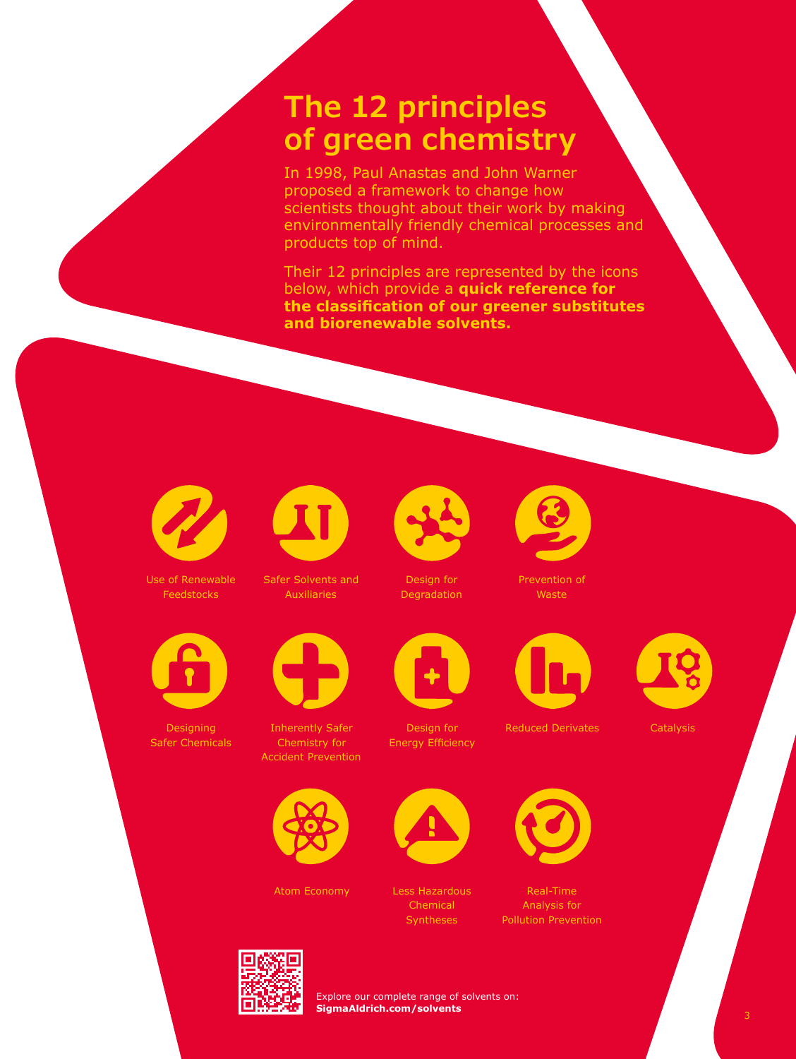# The 12 principles of green chemistry

In 1998, Paul Anastas and John Warner proposed a framework to change how scientists thought about their work by making environmentally friendly chemical processes and products top of mind.

Their 12 principles are represented by the icons below, which provide a **quick reference for the classification of our greener substitutes and biorenewable solvents.**

- Use of Renewable Feedstocks
- Safer Solvents and Auxiliaries
- Design for Degradation
- Prevention of Waste
- Designing Safer Chemicals
- Inherently Safer Chemistry for Accident Prevention
- Design for Energy Efficiency
- Reduced Derivates
- Catalysis
- Atom Economy
- Less Hazardous Chemical Syntheses
- Real-Time Analysis for Pollution Prevention

Explore our complete range of solvents on:
**SigmaAldrich.com/solvents**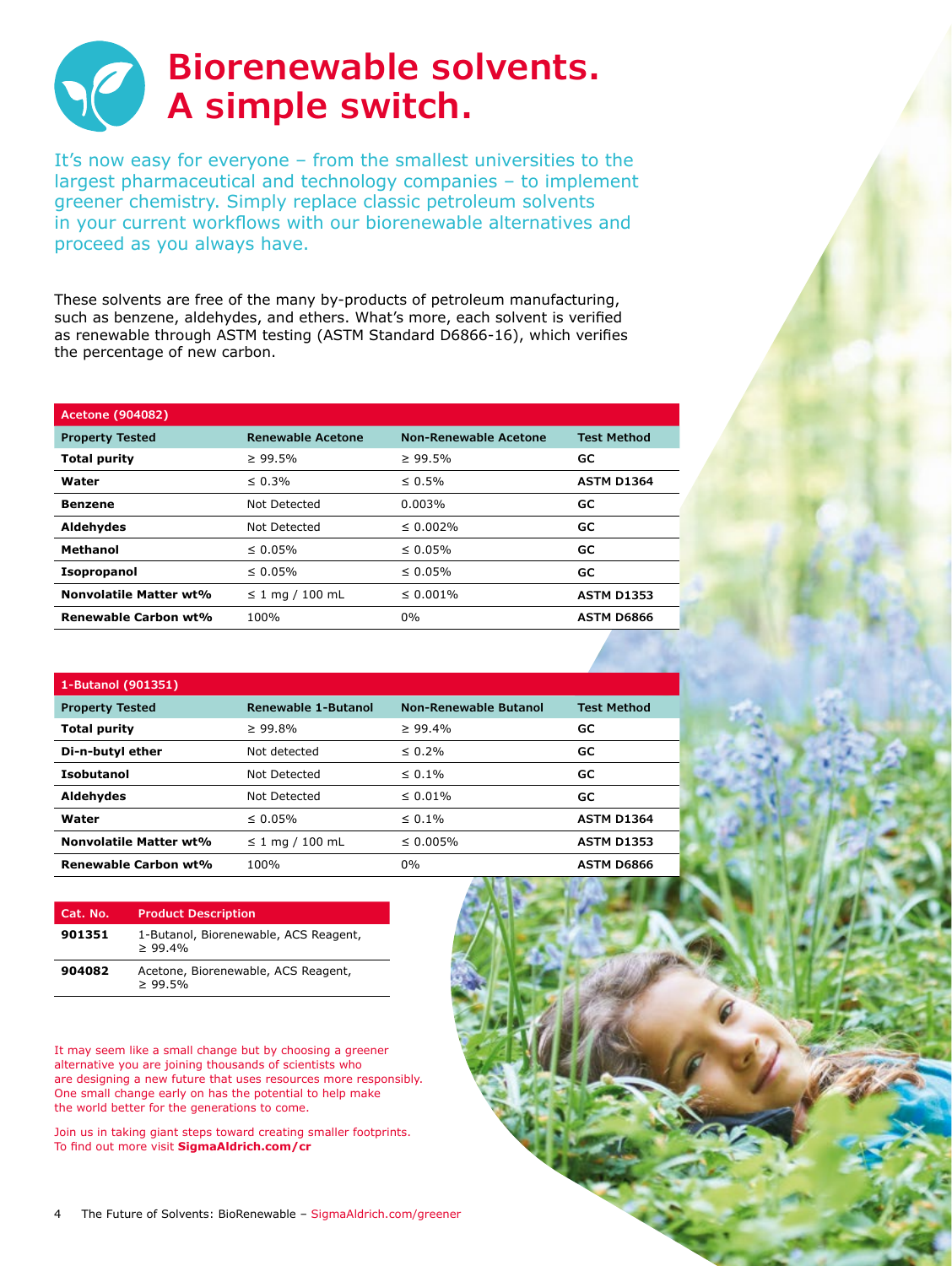# Biorenewable solvents. A simple switch.

It's now easy for everyone – from the smallest universities to the largest pharmaceutical and technology companies – to implement greener chemistry. Simply replace classic petroleum solvents in your current workflows with our biorenewable alternatives and proceed as you always have.

These solvents are free of the many by-products of petroleum manufacturing, such as benzene, aldehydes, and ethers. What's more, each solvent is verified as renewable through ASTM testing (ASTM Standard D6866-16), which verifies the percentage of new carbon.

**Acetone (904082)**

| Property Tested | Renewable Acetone | Non-Renewable Acetone | Test Method |
|---|---|---|---|
| **Total purity** | ≥ 99.5% | ≥ 99.5% | **GC** |
| **Water** | ≤ 0.3% | ≤ 0.5% | **ASTM D1364** |
| **Benzene** | Not Detected | 0.003% | **GC** |
| **Aldehydes** | Not Detected | ≤ 0.002% | **GC** |
| **Methanol** | ≤ 0.05% | ≤ 0.05% | **GC** |
| **Isopropanol** | ≤ 0.05% | ≤ 0.05% | **GC** |
| **Nonvolatile Matter wt%** | ≤ 1 mg / 100 mL | ≤ 0.001% | **ASTM D1353** |
| **Renewable Carbon wt%** | 100% | 0% | **ASTM D6866** |

**1-Butanol (901351)**

| Property Tested | Renewable 1-Butanol | Non-Renewable Butanol | Test Method |
|---|---|---|---|
| **Total purity** | ≥ 99.8% | ≥ 99.4% | **GC** |
| **Di-n-butyl ether** | Not detected | ≤ 0.2% | **GC** |
| **Isobutanol** | Not Detected | ≤ 0.1% | **GC** |
| **Aldehydes** | Not Detected | ≤ 0.01% | **GC** |
| **Water** | ≤ 0.05% | ≤ 0.1% | **ASTM D1364** |
| **Nonvolatile Matter wt%** | ≤ 1 mg / 100 mL | ≤ 0.005% | **ASTM D1353** |
| **Renewable Carbon wt%** | 100% | 0% | **ASTM D6866** |

| Cat. No. | Product Description |
|---|---|
| **901351** | 1-Butanol, Biorenewable, ACS Reagent, ≥ 99.4% |
| **904082** | Acetone, Biorenewable, ACS Reagent, ≥ 99.5% |

It may seem like a small change but by choosing a greener alternative you are joining thousands of scientists who are designing a new future that uses resources more responsibly. One small change early on has the potential to help make the world better for the generations to come.

Join us in taking giant steps toward creating smaller footprints. To find out more visit **SigmaAldrich.com/cr**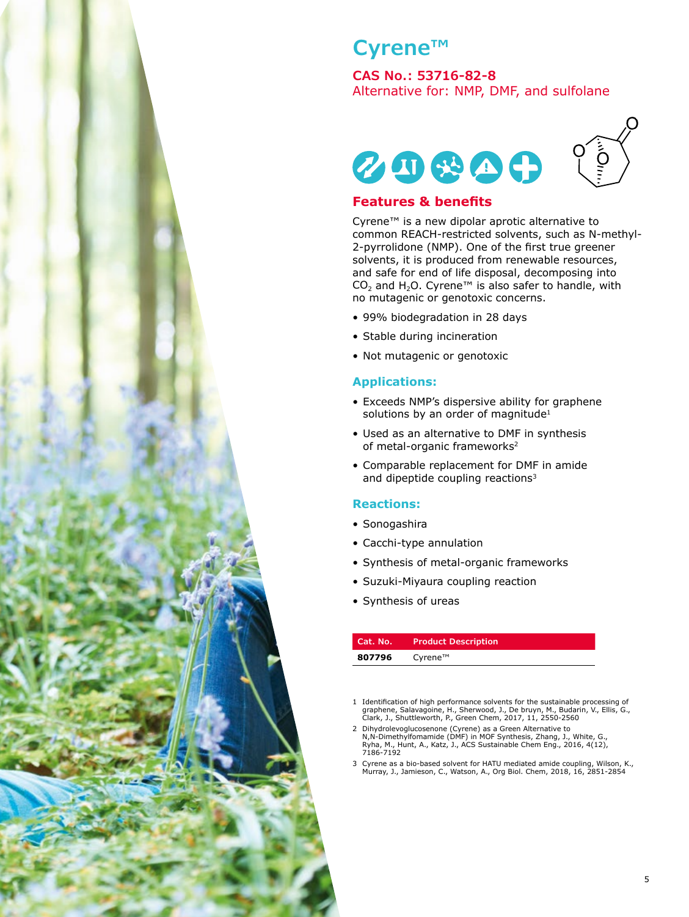# Cyrene™

**CAS No.: 53716-82-8**

Alternative for: NMP, DMF, and sulfolane

## Features & benefits

Cyrene™ is a new dipolar aprotic alternative to common REACH-restricted solvents, such as N-methyl-2-pyrrolidone (NMP). One of the first true greener solvents, it is produced from renewable resources, and safe for end of life disposal, decomposing into $CO_2$ and $H_2O$. Cyrene™ is also safer to handle, with no mutagenic or genotoxic concerns.

- 99% biodegradation in 28 days
- Stable during incineration
- Not mutagenic or genotoxic

## Applications:

- Exceeds NMP's dispersive ability for graphene solutions by an order of magnitude[1]
- Used as an alternative to DMF in synthesis of metal-organic frameworks[2]
- Comparable replacement for DMF in amide and dipeptide coupling reactions[3]

## Reactions:

- Sonogashira
- Cacchi-type annulation
- Synthesis of metal-organic frameworks
- Suzuki-Miyaura coupling reaction
- Synthesis of ureas

| Cat. No. | Product Description |
| --- | --- |
| **807796** | Cyrene™ |

1 Identification of high performance solvents for the sustainable processing of graphene, Salavagoine, H., Sherwood, J., De bruyn, M., Budarin, V., Ellis, G., Clark, J., Shuttleworth, P., Green Chem, 2017, 11, 2550-2560

2 Dihydrolevoglucosenone (Cyrene) as a Green Alternative to N,N-Dimethylfomamide (DMF) in MOF Synthesis, Zhang, J., White, G., Ryha, M., Hunt, A., Katz, J., ACS Sustainable Chem Eng., 2016, 4(12), 7186-7192

3 Cyrene as a bio-based solvent for HATU mediated amide coupling, Wilson, K., Murray, J., Jamieson, C., Watson, A., Org Biol. Chem, 2018, 16, 2851-2854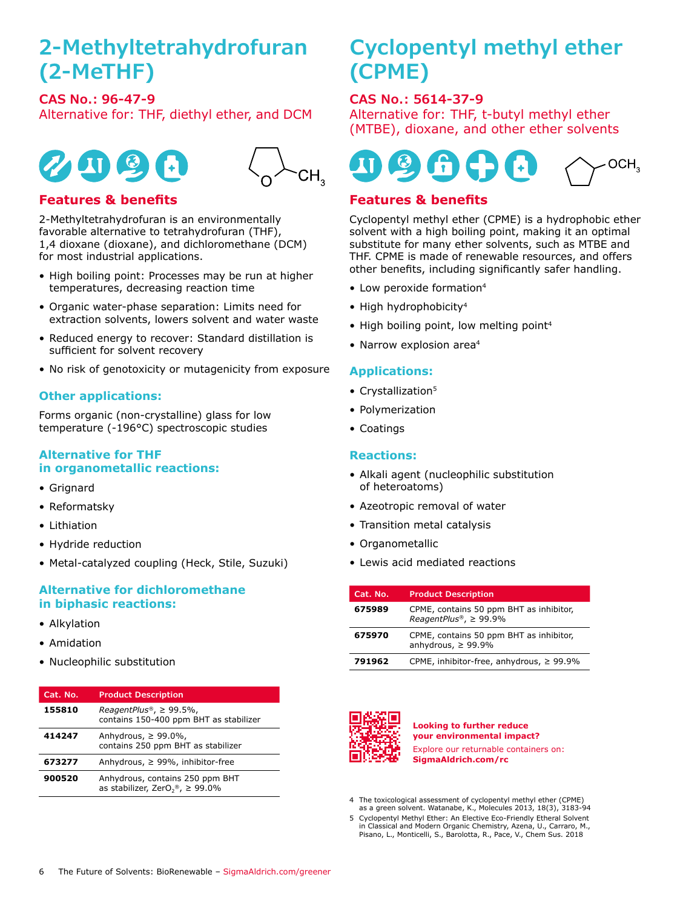# 2-Methyltetrahydrofuran (2-MeTHF)

**CAS No.: 96-47-9**

Alternative for: THF, diethyl ether, and DCM

## Features & benefits

2-Methyltetrahydrofuran is an environmentally favorable alternative to tetrahydrofuran (THF), 1,4 dioxane (dioxane), and dichloromethane (DCM) for most industrial applications.

- High boiling point: Processes may be run at higher temperatures, decreasing reaction time
- Organic water-phase separation: Limits need for extraction solvents, lowers solvent and water waste
- Reduced energy to recover: Standard distillation is sufficient for solvent recovery
- No risk of genotoxicity or mutagenicity from exposure

### Other applications:

Forms organic (non-crystalline) glass for low temperature (-196°C) spectroscopic studies

### Alternative for THF in organometallic reactions:

- Grignard
- Reformatsky
- Lithiation
- Hydride reduction
- Metal-catalyzed coupling (Heck, Stile, Suzuki)

### Alternative for dichloromethane in biphasic reactions:

- Alkylation
- Amidation
- Nucleophilic substitution

| Cat. No. | Product Description |
|---|---|
| **155810** | *ReagentPlus*®, ≥ 99.5%, contains 150-400 ppm BHT as stabilizer |
| **414247** | Anhydrous, ≥ 99.0%, contains 250 ppm BHT as stabilizer |
| **673277** | Anhydrous, ≥ 99%, inhibitor-free |
| **900520** | Anhydrous, contains 250 ppm BHT as stabilizer, ZerO$_2$®, ≥ 99.0% |

# Cyclopentyl methyl ether (CPME)

**CAS No.: 5614-37-9**

Alternative for: THF, t-butyl methyl ether (MTBE), dioxane, and other ether solvents

## Features & benefits

Cyclopentyl methyl ether (CPME) is a hydrophobic ether solvent with a high boiling point, making it an optimal substitute for many ether solvents, such as MTBE and THF. CPME is made of renewable resources, and offers other benefits, including significantly safer handling.

- Low peroxide formation[4]
- High hydrophobicity[4]
- High boiling point, low melting point[4]
- Narrow explosion area[4]

### Applications:

- Crystallization[5]
- Polymerization
- Coatings

### Reactions:

- Alkali agent (nucleophilic substitution of heteroatoms)
- Azeotropic removal of water
- Transition metal catalysis
- Organometallic
- Lewis acid mediated reactions

| Cat. No. | Product Description |
|---|---|
| **675989** | CPME, contains 50 ppm BHT as inhibitor, *ReagentPlus*®, ≥ 99.9% |
| **675970** | CPME, contains 50 ppm BHT as inhibitor, anhydrous, ≥ 99.9% |
| **791962** | CPME, inhibitor-free, anhydrous, ≥ 99.9% |

**Looking to further reduce your environmental impact?**

Explore our returnable containers on: **SigmaAldrich.com/rc**

4 The toxicological assessment of cyclopentyl methyl ether (CPME) as a green solvent. Watanabe, K., Molecules 2013, 18(3), 3183-94

5 Cyclopentyl Methyl Ether: An Elective Eco-Friendly Ethereal Solvent in Classical and Modern Organic Chemistry, Azena, U., Carraro, M., Pisano, L., Monticelli, S., Barolotta, R., Pace, V., Chem Sus. 2018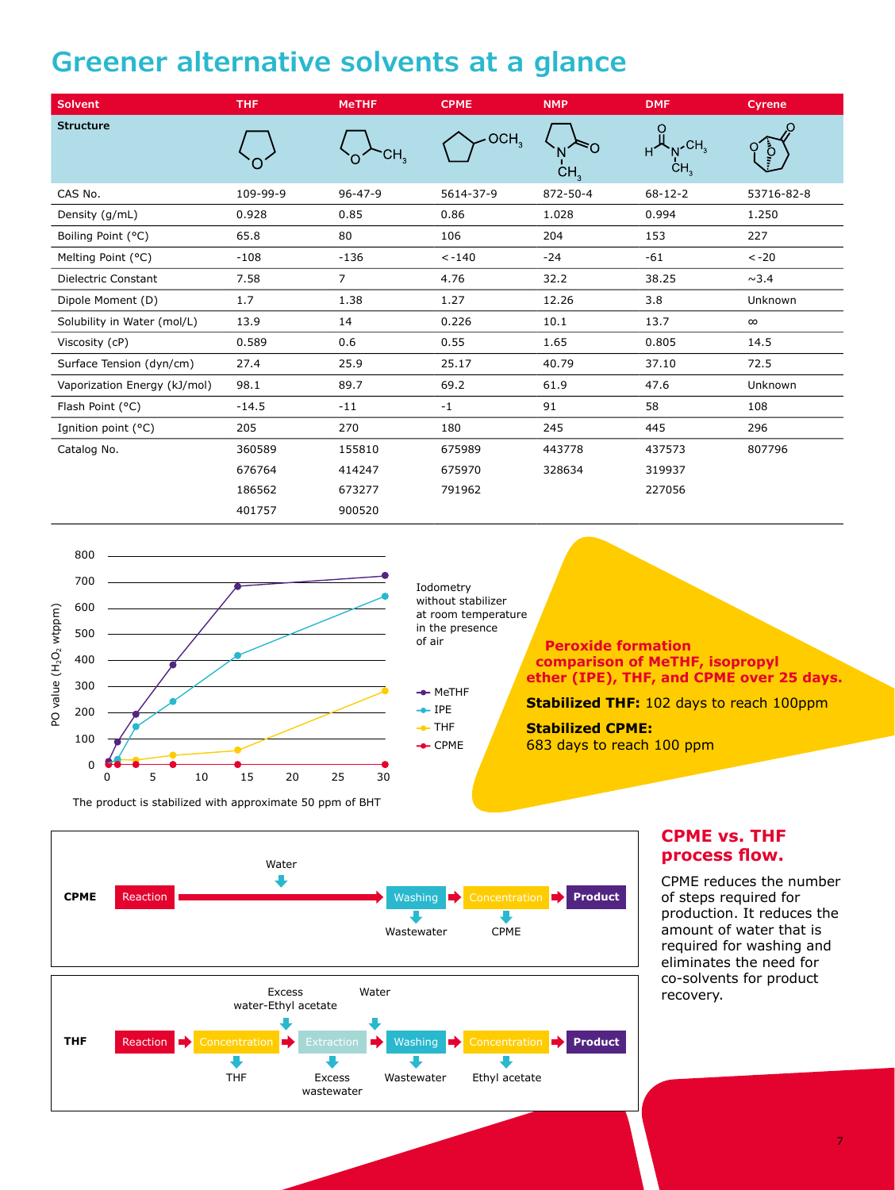# Greener alternative solvents at a glance

| Solvent | THF | MeTHF | CPME | NMP | DMF | Cyrene |
|---|---|---|---|---|---|---|
| Structure | | | | | | |
| CAS No. | 109-99-9 | 96-47-9 | 5614-37-9 | 872-50-4 | 68-12-2 | 53716-82-8 |
| Density (g/mL) | 0.928 | 0.85 | 0.86 | 1.028 | 0.994 | 1.250 |
| Boiling Point (°C) | 65.8 | 80 | 106 | 204 | 153 | 227 |
| Melting Point (°C) | -108 | -136 | <-140 | -24 | -61 | <-20 |
| Dielectric Constant | 7.58 | 7 | 4.76 | 32.2 | 38.25 | ~3.4 |
| Dipole Moment (D) | 1.7 | 1.38 | 1.27 | 12.26 | 3.8 | Unknown |
| Solubility in Water (mol/L) | 13.9 | 14 | 0.226 | 10.1 | 13.7 | ∞ |
| Viscosity (cP) | 0.589 | 0.6 | 0.55 | 1.65 | 0.805 | 14.5 |
| Surface Tension (dyn/cm) | 27.4 | 25.9 | 25.17 | 40.79 | 37.10 | 72.5 |
| Vaporization Energy (kJ/mol) | 98.1 | 89.7 | 69.2 | 61.9 | 47.6 | Unknown |
| Flash Point (°C) | -14.5 | -11 | -1 | 91 | 58 | 108 |
| Ignition point (°C) | 205 | 270 | 180 | 245 | 445 | 296 |
| Catalog No. | 360589 | 155810 | 675989 | 443778 | 437573 | 807796 |
| | 676764 | 414247 | 675970 | 328634 | 319937 | |
| | 186562 | 673277 | 791962 | | 227056 | |
| | 401757 | 900520 | | | | |

Iodometry without stabilizer at room temperature in the presence of air

PO value ($H_2O_2$ wtppm) vs. days — MeTHF, IPE, THF, CPME

The product is stabilized with approximate 50 ppm of BHT

**Peroxide formation comparison of MeTHF, isopropyl ether (IPE), THF, and CPME over 25 days.**

**Stabilized THF:** 102 days to reach 100ppm

**Stabilized CPME:** 683 days to reach 100 ppm

**CPME:** Reaction → (Water) → Washing (→ Wastewater) → Concentration (→ CPME) → Product

**THF:** Reaction → Concentration (→ THF) → Extraction (Excess water-Ethyl acetate in; → Excess wastewater) → Washing (Water in; → Wastewater) → Concentration (→ Ethyl acetate) → Product

## CPME vs. THF process flow.

CPME reduces the number of steps required for production. It reduces the amount of water that is required for washing and eliminates the need for co-solvents for product recovery.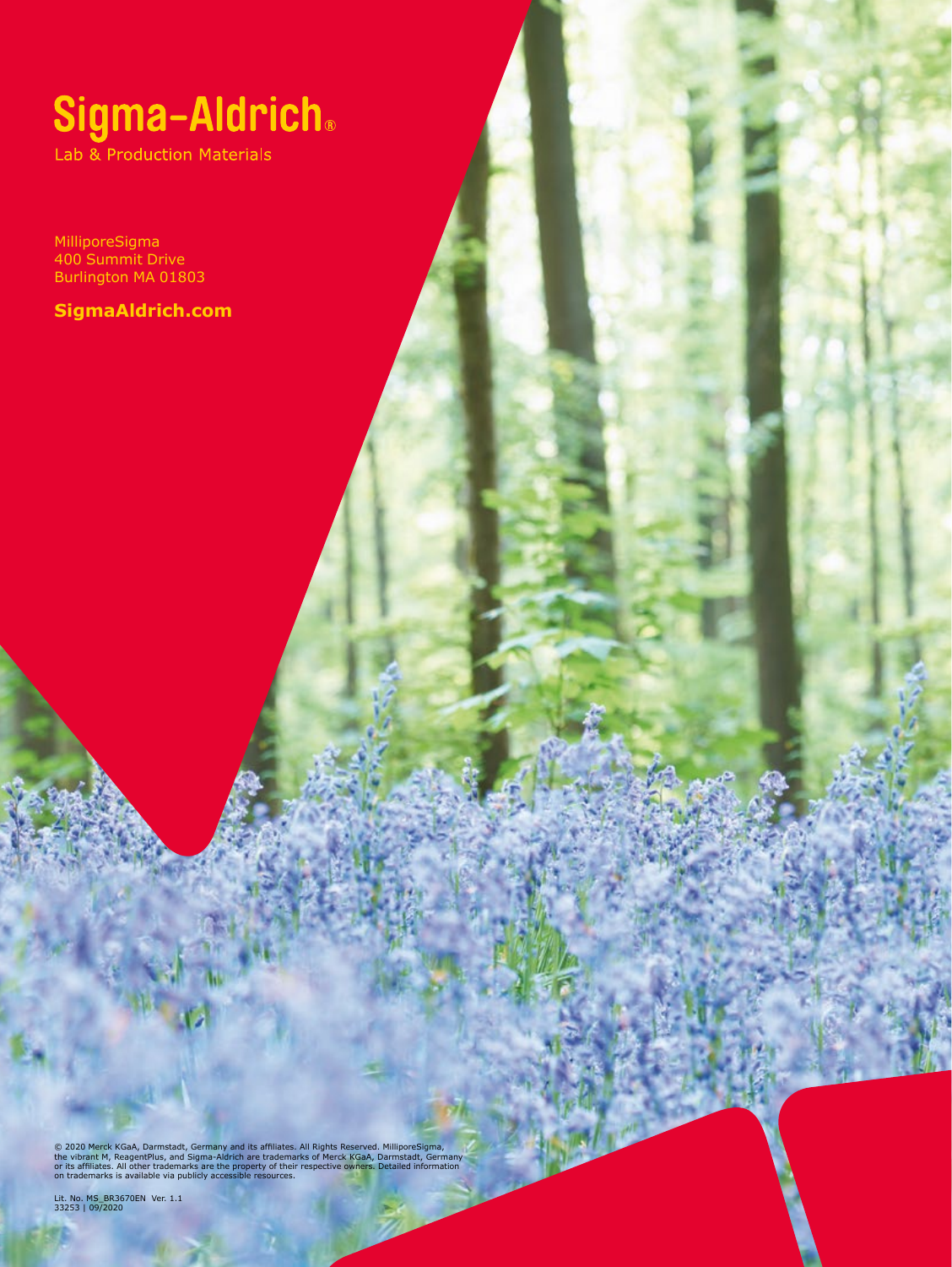# Sigma-Aldrich®

Lab & Production Materials

MilliporeSigma
400 Summit Drive
Burlington MA 01803

**SigmaAldrich.com**

© 2020 Merck KGaA, Darmstadt, Germany and its affiliates. All Rights Reserved. MilliporeSigma, the vibrant M, ReagentPlus, and Sigma-Aldrich are trademarks of Merck KGaA, Darmstadt, Germany or its affiliates. All other trademarks are the property of their respective owners. Detailed information on trademarks is available via publicly accessible resources.

Lit. No. MS_BR3670EN Ver. 1.1
33253 | 09/2020